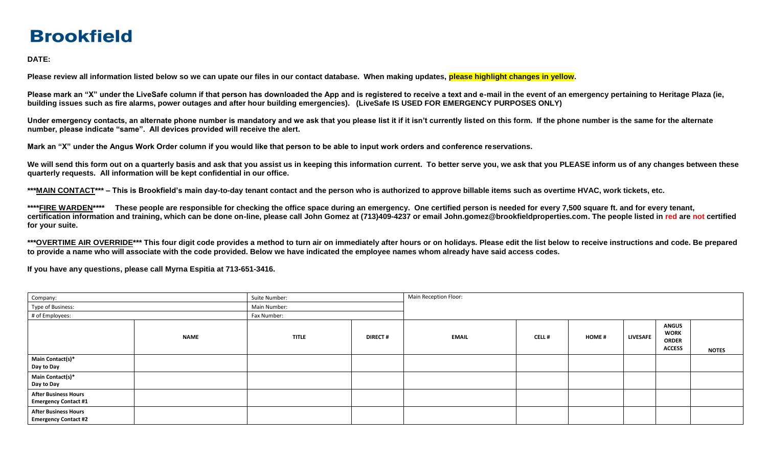# Brookfield

**DATE:**

**Please review all information listed below so we can upate our files in our contact database. When making updates, please highlight changes in yellow.**

**Please mark an "X" under the LiveSafe column if that person has downloaded the App and is registered to receive a text and e-mail in the event of an emergency pertaining to Heritage Plaza (ie, building issues such as fire alarms, power outages and after hour building emergencies). (LiveSafe IS USED FOR EMERGENCY PURPOSES ONLY)**

**Under emergency contacts, an alternate phone number is mandatory and we ask that you please list it if it isn't currently listed on this form. If the phone number is the same for the alternate number, please indicate "same". All devices provided will receive the alert.**

**Mark an "X" under the Angus Work Order column if you would like that person to be able to input work orders and conference reservations.**

**We will send this form out on a quarterly basis and ask that you assist us in keeping this information current. To better serve you, we ask that you PLEASE inform us of any changes between these quarterly requests. All information will be kept confidential in our office.**

**\*\*\*MAIN CONTACT\*\*\* – This is Brookfield's main day-to-day tenant contact and the person who is authorized to approve billable items such as overtime HVAC, work tickets, etc.**

**\*\*\*\*FIRE WARDEN\*\*\*\* These people are responsible for checking the office space during an emergency. One certified person is needed for every 7,500 square ft. and for every tenant, certification information and training, which can be done on-line, please call John Gomez at (713)409-4237 or email John.gomez@brookfieldproperties.com. The people listed in red are not certified for your suite.**

**\*\*\*OVERTIME AIR OVERRIDE\*\*\* This four digit code provides a method to turn air on immediately after hours or on holidays. Please edit the list below to receive instructions and code. Be prepared to provide a name who will associate with the code provided. Below we have indicated the employee names whom already have said access codes.**

**If you have any questions, please call Myrna Espitia at 713-651-3416.**

| Company: | | Suite Number: | | Main Reception Floor: | | | | | |
|---|---|---|---|---|---|---|---|---|---|
| Type of Business: | | Main Number: | | | | | | | |
| # of Employees: | | Fax Number: | | | | | | | |
| | **NAME** | **TITLE** | **DIRECT #** | **EMAIL** | **CELL #** | **HOME #** | **LIVESAFE** | **ANGUS WORK ORDER ACCESS** | **NOTES** |
| **Main Contact(s)* Day to Day** | | | | | | | | | |
| **Main Contact(s)* Day to Day** | | | | | | | | | |
| **After Business Hours Emergency Contact #1** | | | | | | | | | |
| **After Business Hours Emergency Contact #2** | | | | | | | | | |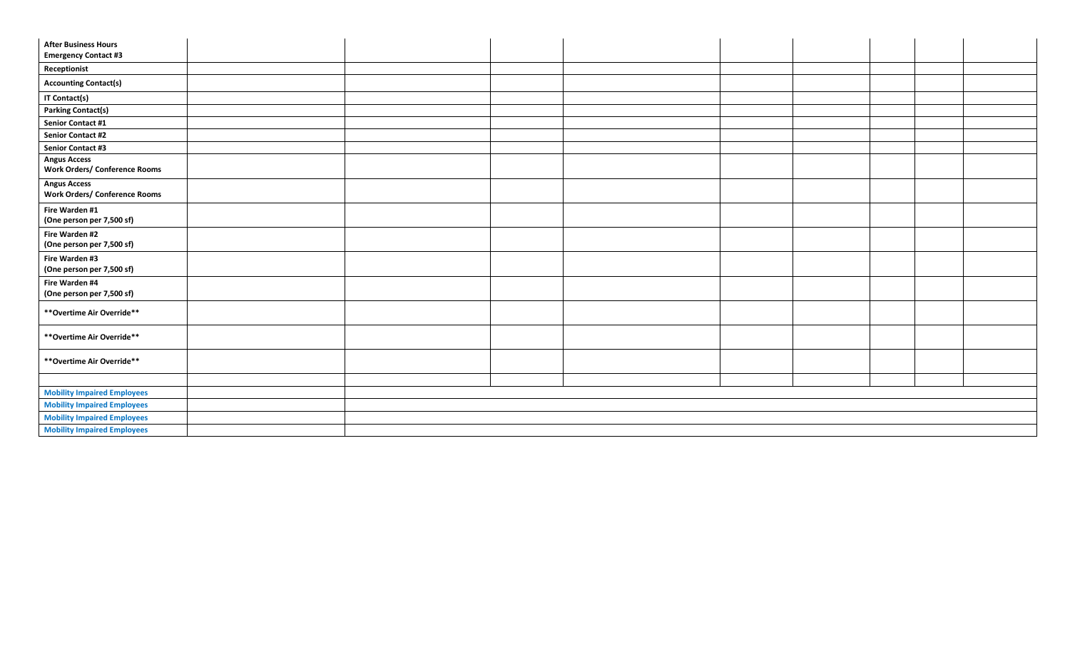| | | | | | | | | | |
|---|---|---|---|---|---|---|---|---|---|
| **After Business Hours Emergency Contact #3** | | | | | | | | | |
| **Receptionist** | | | | | | | | | |
| **Accounting Contact(s)** | | | | | | | | | |
| **IT Contact(s)** | | | | | | | | | |
| **Parking Contact(s)** | | | | | | | | | |
| **Senior Contact #1** | | | | | | | | | |
| **Senior Contact #2** | | | | | | | | | |
| **Senior Contact #3** | | | | | | | | | |
| **Angus Access Work Orders/ Conference Rooms** | | | | | | | | | |
| **Angus Access Work Orders/ Conference Rooms** | | | | | | | | | |
| **Fire Warden #1 (One person per 7,500 sf)** | | | | | | | | | |
| **Fire Warden #2 (One person per 7,500 sf)** | | | | | | | | | |
| **Fire Warden #3 (One person per 7,500 sf)** | | | | | | | | | |
| **Fire Warden #4 (One person per 7,500 sf)** | | | | | | | | | |
| **\*\*Overtime Air Override\*\*** | | | | | | | | | |
| **\*\*Overtime Air Override\*\*** | | | | | | | | | |
| **\*\*Overtime Air Override\*\*** | | | | | | | | | |
| | | | | | | | | | |
| **Mobility Impaired Employees** | | | | | | | | | |
| **Mobility Impaired Employees** | | | | | | | | | |
| **Mobility Impaired Employees** | | | | | | | | | |
| **Mobility Impaired Employees** | | | | | | | | | |